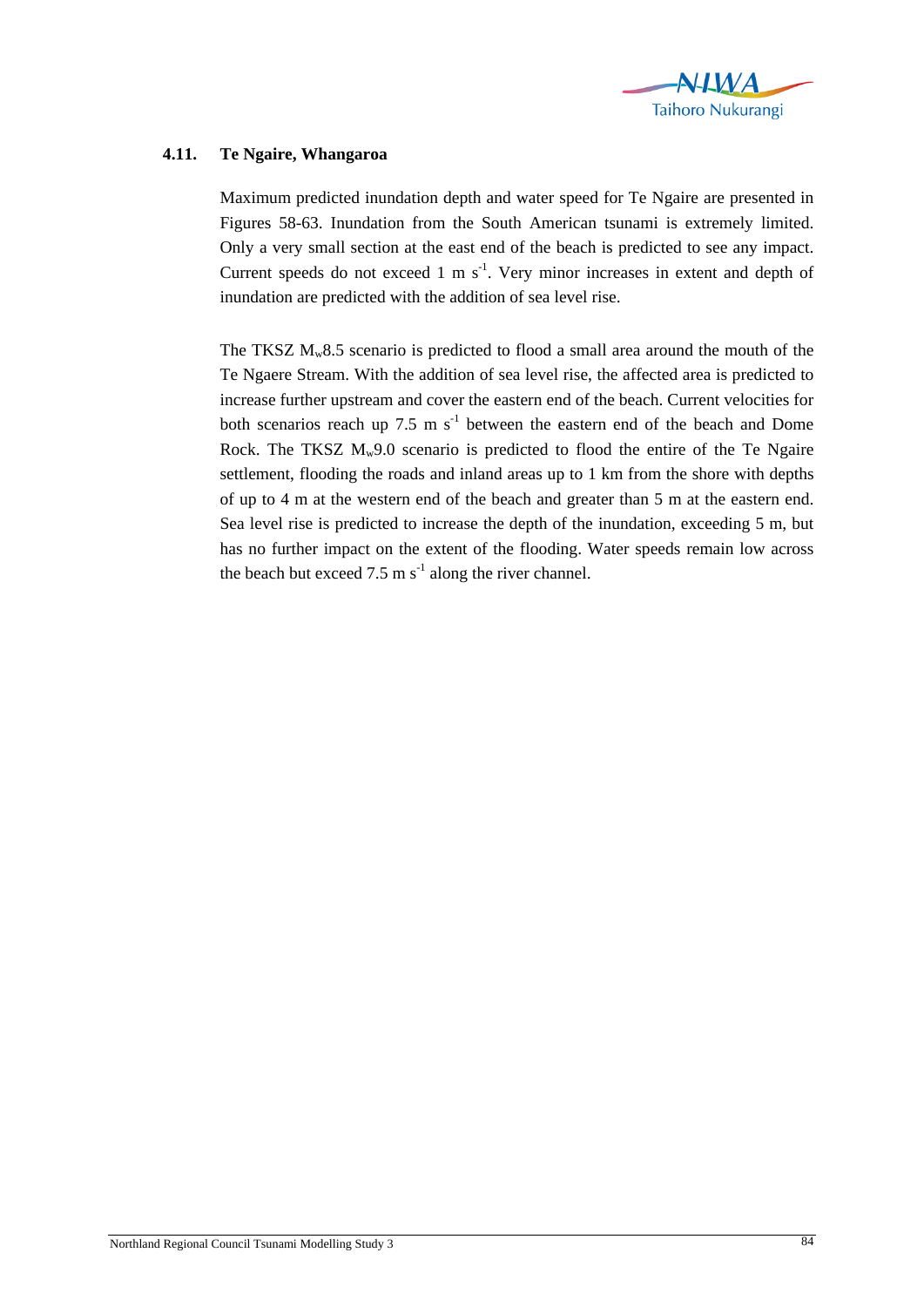## 4.11. Te Ngaire, Whangaroa

Maximum predicted inundation depth and water speed for Te Ngaire are presented in Figures 58-63. Inundation from the South American tsunami is extremely limited. Only a very small section at the east end of the beach is predicted to see any impact. Current speeds do not exceed 1 m $s^{-1}$. Very minor increases in extent and depth of inundation are predicted with the addition of sea level rise.

The TKSZ $M_w$8.5 scenario is predicted to flood a small area around the mouth of the Te Ngaere Stream. With the addition of sea level rise, the affected area is predicted to increase further upstream and cover the eastern end of the beach. Current velocities for both scenarios reach up 7.5 m $s^{-1}$ between the eastern end of the beach and Dome Rock. The TKSZ $M_w$9.0 scenario is predicted to flood the entire of the Te Ngaire settlement, flooding the roads and inland areas up to 1 km from the shore with depths of up to 4 m at the western end of the beach and greater than 5 m at the eastern end. Sea level rise is predicted to increase the depth of the inundation, exceeding 5 m, but has no further impact on the extent of the flooding. Water speeds remain low across the beach but exceed 7.5 m $s^{-1}$ along the river channel.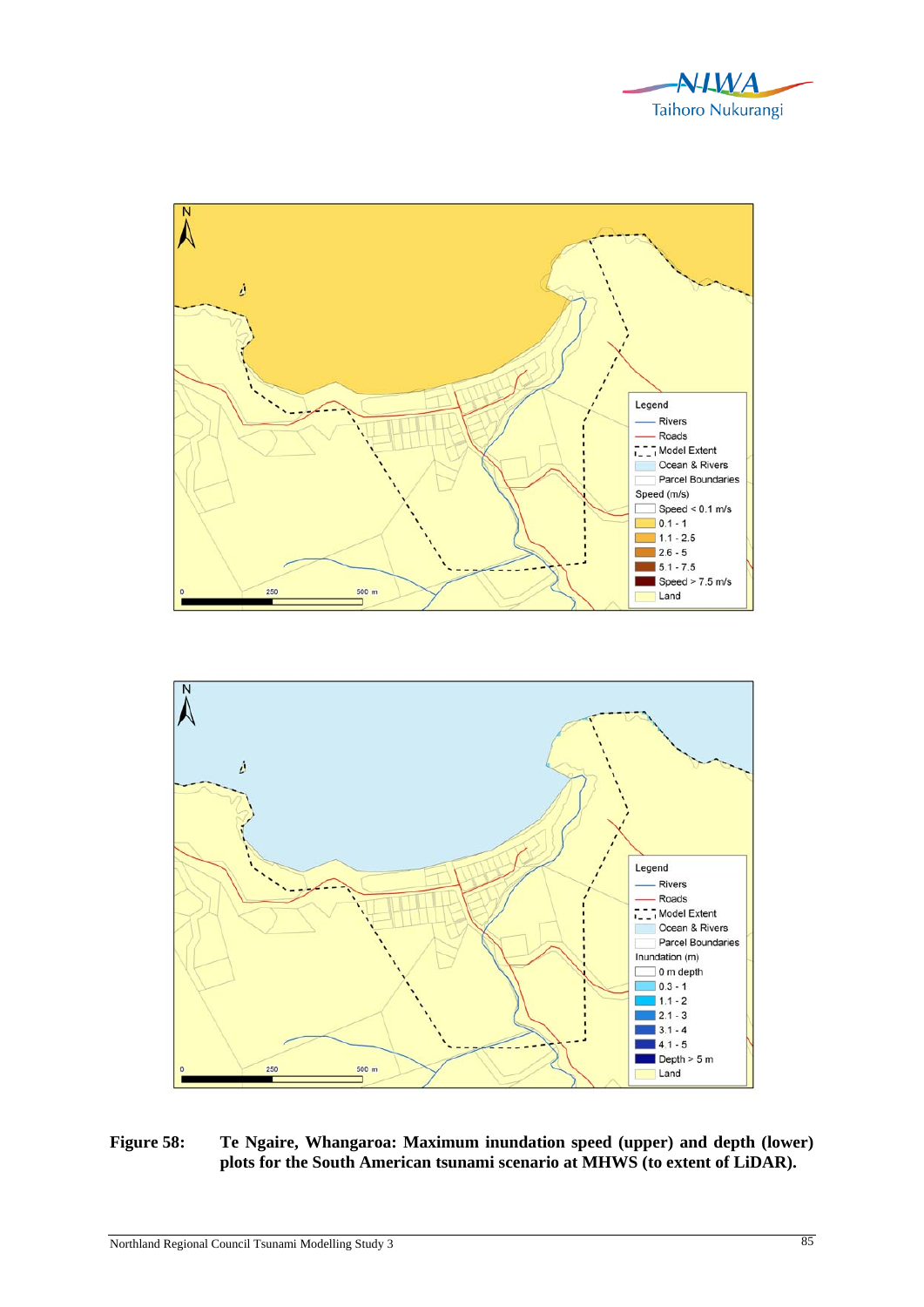**Figure 58: Te Ngaire, Whangaroa: Maximum inundation speed (upper) and depth (lower) plots for the South American tsunami scenario at MHWS (to extent of LiDAR).**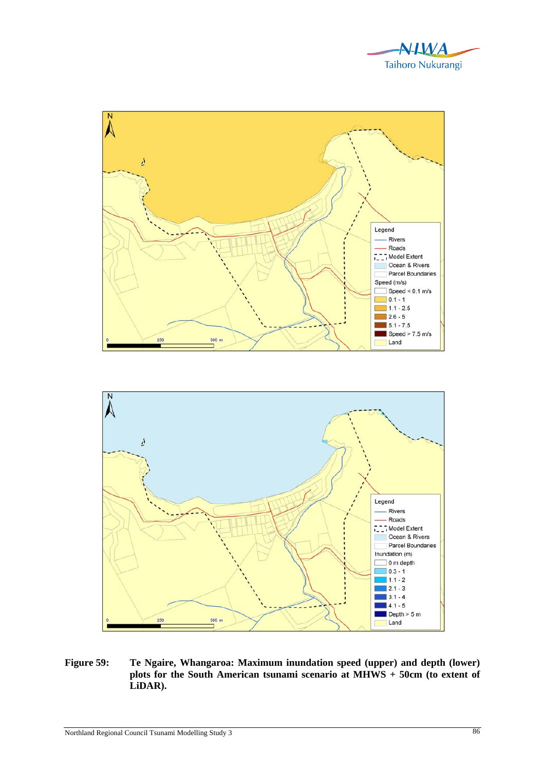Figure 59: **Te Ngaire, Whangaroa: Maximum inundation speed (upper) and depth (lower) plots for the South American tsunami scenario at MHWS + 50cm (to extent of LiDAR).**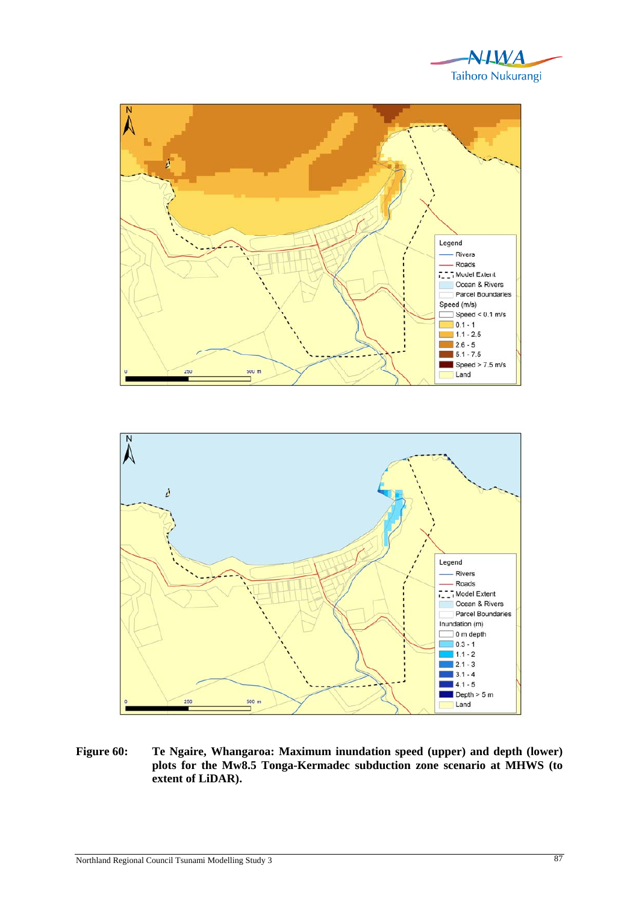**Figure 60: Te Ngaire, Whangaroa: Maximum inundation speed (upper) and depth (lower) plots for the Mw8.5 Tonga-Kermadec subduction zone scenario at MHWS (to extent of LiDAR).**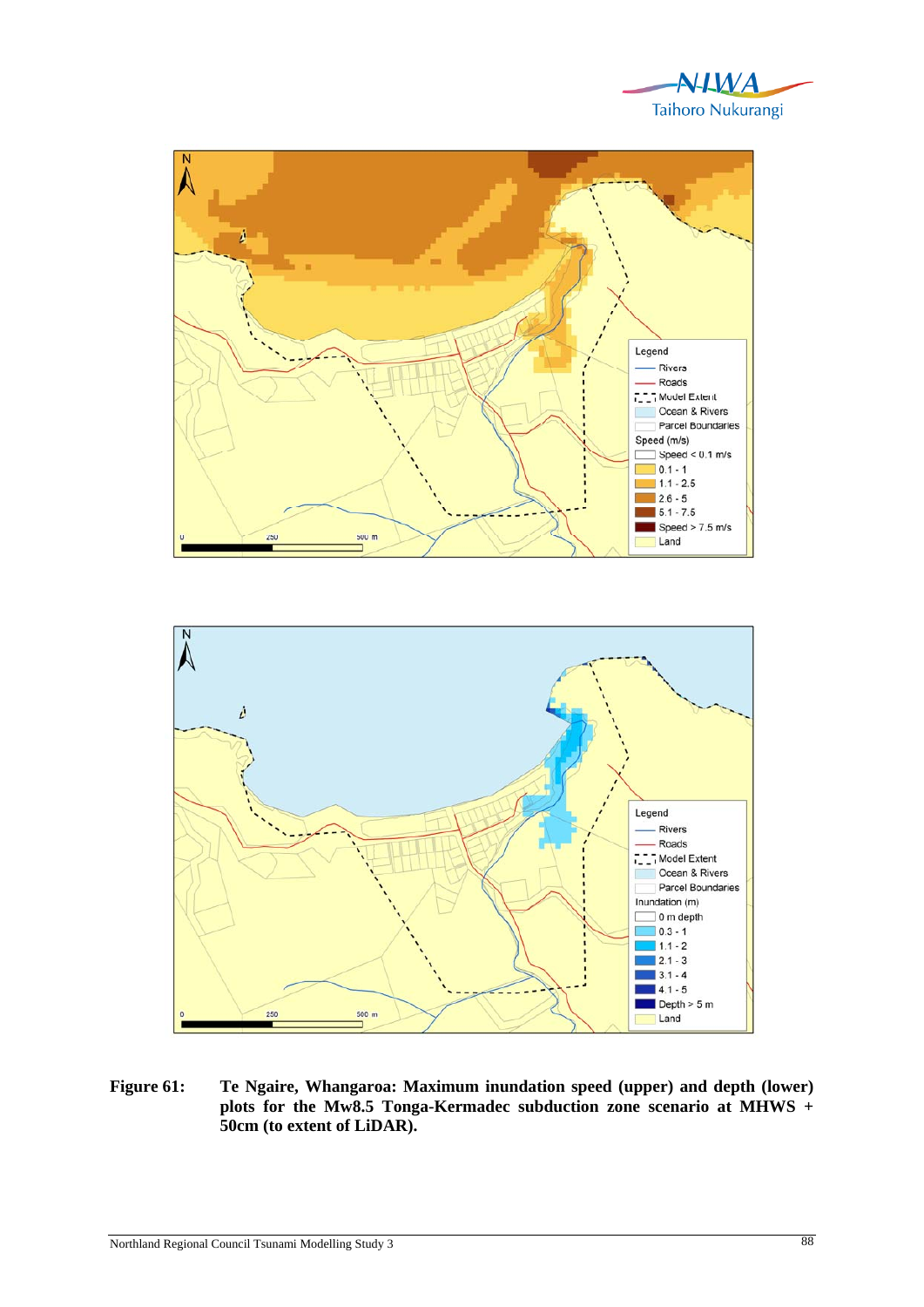**Figure 61: Te Ngaire, Whangaroa: Maximum inundation speed (upper) and depth (lower) plots for the Mw8.5 Tonga-Kermadec subduction zone scenario at MHWS + 50cm (to extent of LiDAR).**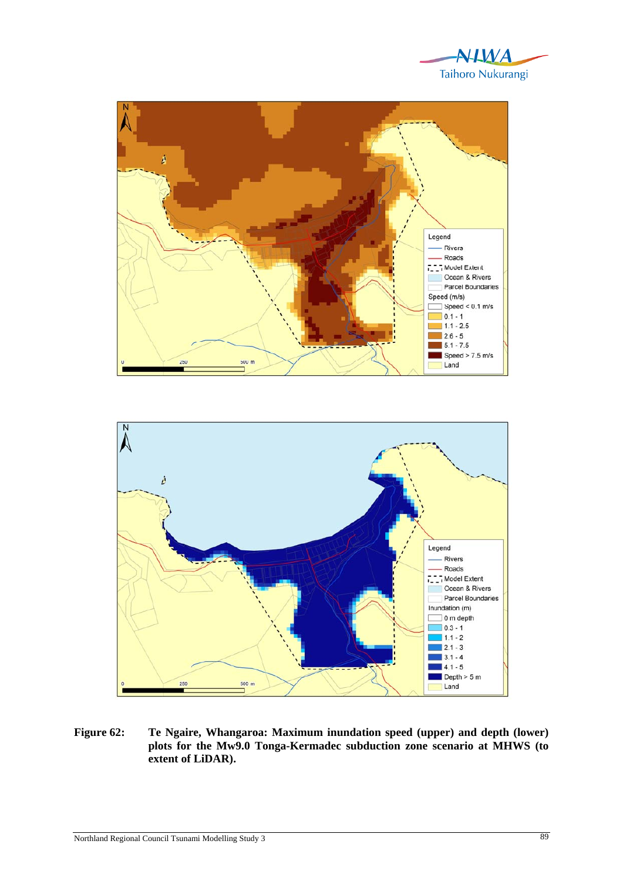Figure 62: Te Ngaire, Whangaroa: Maximum inundation speed (upper) and depth (lower) plots for the Mw9.0 Tonga-Kermadec subduction zone scenario at MHWS (to extent of LiDAR).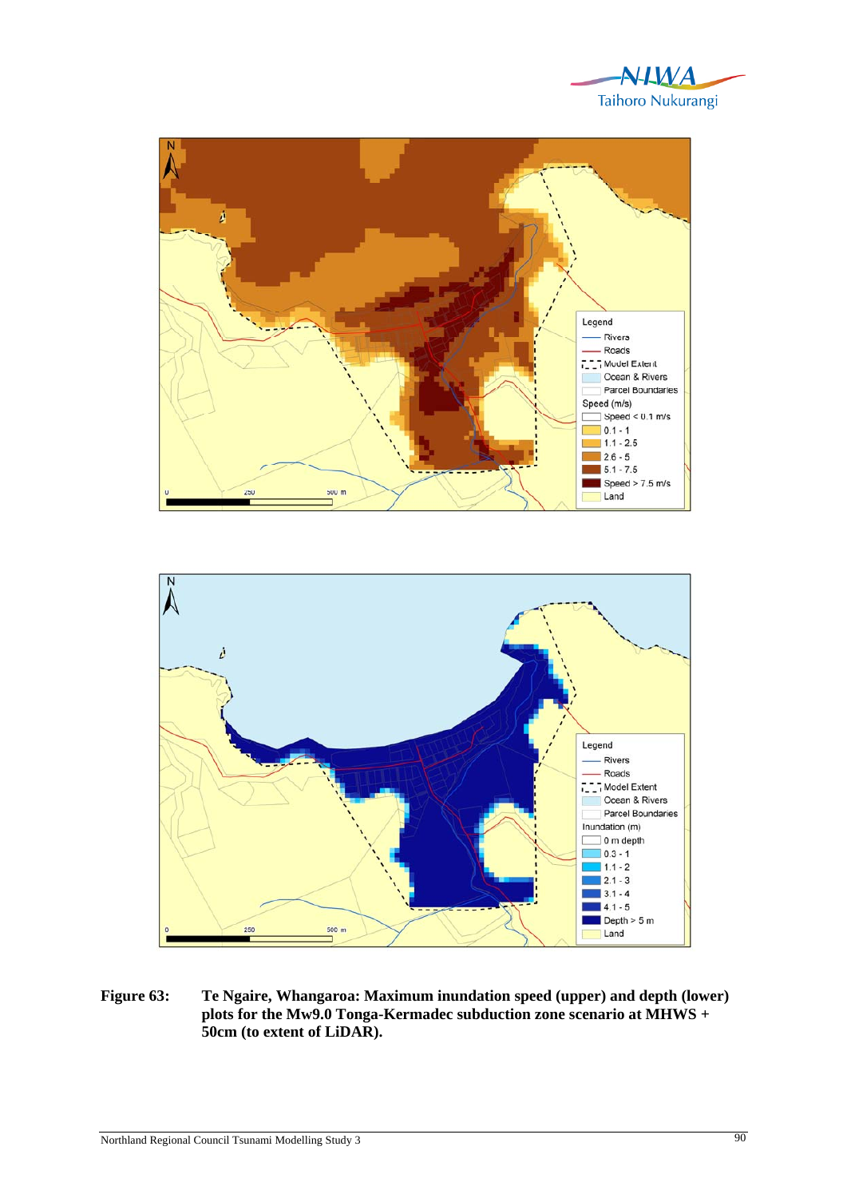N

Legend
Rivers
Roads
Model Extent
Ocean & Rivers
Parcel Boundaries
Speed (m/s)
Speed < 0.1 m/s
0.1 - 1
1.1 - 2.5
2.6 - 5
5.1 - 7.5
Speed > 7.5 m/s
Land

0 250 500 m

N

Legend
Rivers
Roads
Model Extent
Ocean & Rivers
Parcel Boundaries
Inundation (m)
0 m depth
0.3 - 1
1.1 - 2
2.1 - 3
3.1 - 4
4.1 - 5
Depth > 5 m
Land

0 250 500 m

**Figure 63: Te Ngaire, Whangaroa: Maximum inundation speed (upper) and depth (lower) plots for the Mw9.0 Tonga-Kermadec subduction zone scenario at MHWS + 50cm (to extent of LiDAR).**